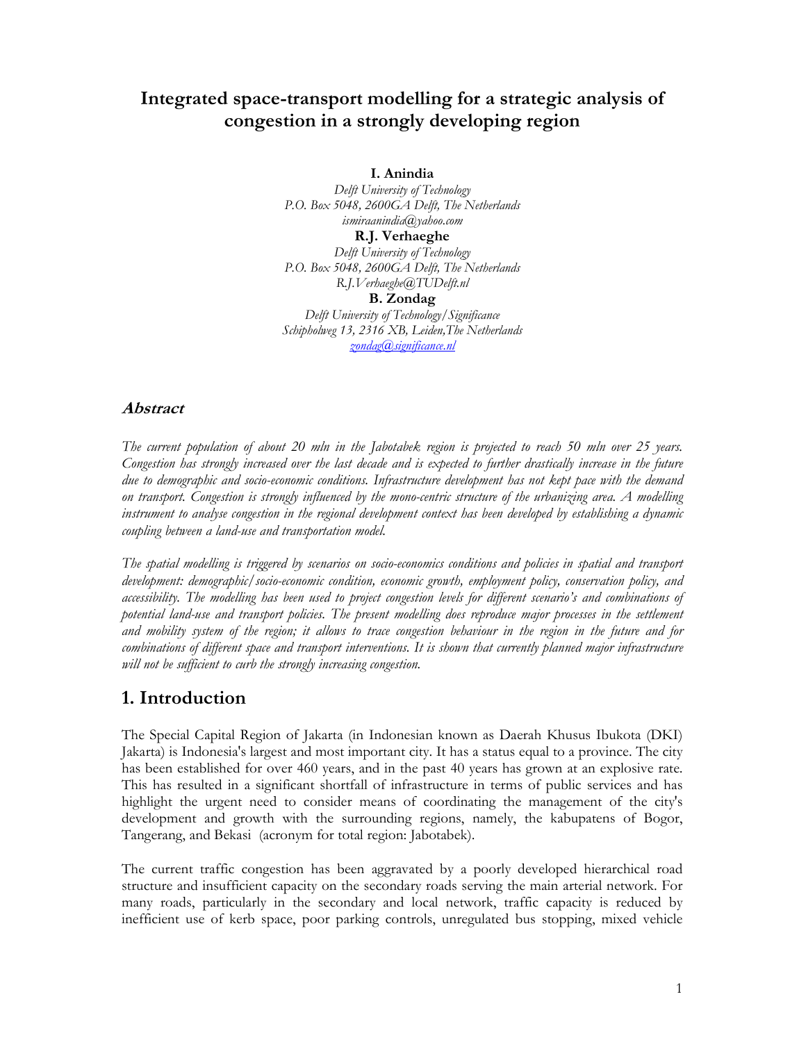# Integrated space-transport modelling for a strategic analysis of congestion in a strongly developing region

**I. Anindia**
*Delft University of Technology*
*P.O. Box 5048, 2600GA Delft, The Netherlands*
*ismiraanindia@yahoo.com*

**R.J. Verhaeghe**
*Delft University of Technology*
*P.O. Box 5048, 2600GA Delft, The Netherlands*
*R.J.Verhaeghe@TUDelft.nl*

**B. Zondag**
*Delft University of Technology/Significance*
*Schipholweg 13, 2316 XB, Leiden,The Netherlands*
*zondag@significance.nl*

### Abstract

*The current population of about 20 mln in the Jabotabek region is projected to reach 50 mln over 25 years. Congestion has strongly increased over the last decade and is expected to further drastically increase in the future due to demographic and socio-economic conditions. Infrastructure development has not kept pace with the demand on transport. Congestion is strongly influenced by the mono-centric structure of the urbanizing area. A modelling instrument to analyse congestion in the regional development context has been developed by establishing a dynamic coupling between a land-use and transportation model.*

*The spatial modelling is triggered by scenarios on socio-economics conditions and policies in spatial and transport development: demographic/socio-economic condition, economic growth, employment policy, conservation policy, and accessibility. The modelling has been used to project congestion levels for different scenario's and combinations of potential land-use and transport policies. The present modelling does reproduce major processes in the settlement and mobility system of the region; it allows to trace congestion behaviour in the region in the future and for combinations of different space and transport interventions. It is shown that currently planned major infrastructure will not be sufficient to curb the strongly increasing congestion.*

## 1. Introduction

The Special Capital Region of Jakarta (in Indonesian known as Daerah Khusus Ibukota (DKI) Jakarta) is Indonesia's largest and most important city. It has a status equal to a province. The city has been established for over 460 years, and in the past 40 years has grown at an explosive rate. This has resulted in a significant shortfall of infrastructure in terms of public services and has highlight the urgent need to consider means of coordinating the management of the city's development and growth with the surrounding regions, namely, the kabupatens of Bogor, Tangerang, and Bekasi (acronym for total region: Jabotabek).

The current traffic congestion has been aggravated by a poorly developed hierarchical road structure and insufficient capacity on the secondary roads serving the main arterial network. For many roads, particularly in the secondary and local network, traffic capacity is reduced by inefficient use of kerb space, poor parking controls, unregulated bus stopping, mixed vehicle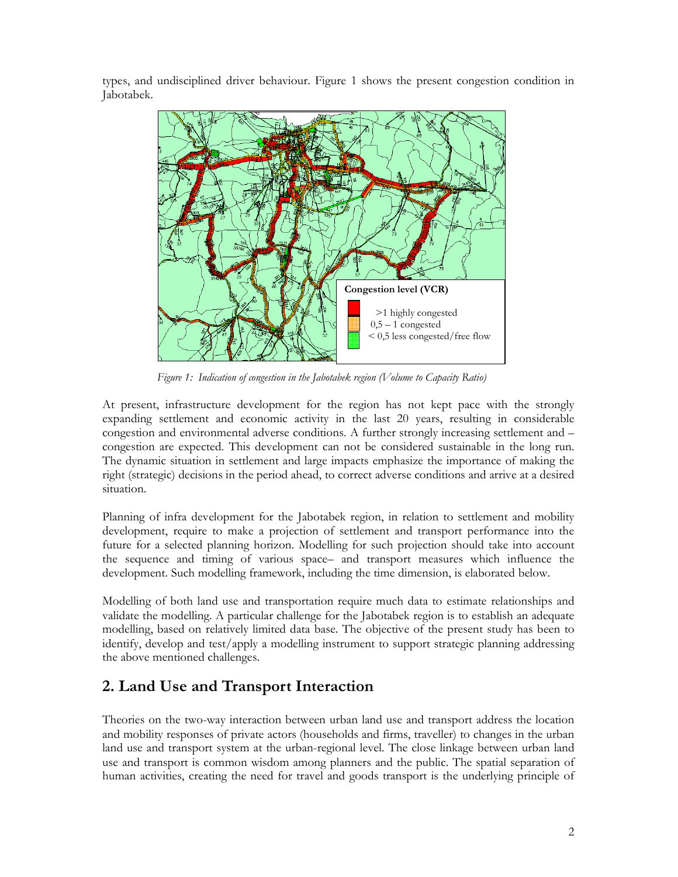types, and undisciplined driver behaviour. Figure 1 shows the present congestion condition in Jabotabek.

*Figure 1: Indication of congestion in the Jabotabek region (Volume to Capacity Ratio)*

At present, infrastructure development for the region has not kept pace with the strongly expanding settlement and economic activity in the last 20 years, resulting in considerable congestion and environmental adverse conditions. A further strongly increasing settlement and – congestion are expected. This development can not be considered sustainable in the long run. The dynamic situation in settlement and large impacts emphasize the importance of making the right (strategic) decisions in the period ahead, to correct adverse conditions and arrive at a desired situation.

Planning of infra development for the Jabotabek region, in relation to settlement and mobility development, require to make a projection of settlement and transport performance into the future for a selected planning horizon. Modelling for such projection should take into account the sequence and timing of various space– and transport measures which influence the development. Such modelling framework, including the time dimension, is elaborated below.

Modelling of both land use and transportation require much data to estimate relationships and validate the modelling. A particular challenge for the Jabotabek region is to establish an adequate modelling, based on relatively limited data base. The objective of the present study has been to identify, develop and test/apply a modelling instrument to support strategic planning addressing the above mentioned challenges.

## 2. Land Use and Transport Interaction

Theories on the two-way interaction between urban land use and transport address the location and mobility responses of private actors (households and firms, traveller) to changes in the urban land use and transport system at the urban-regional level. The close linkage between urban land use and transport is common wisdom among planners and the public. The spatial separation of human activities, creating the need for travel and goods transport is the underlying principle of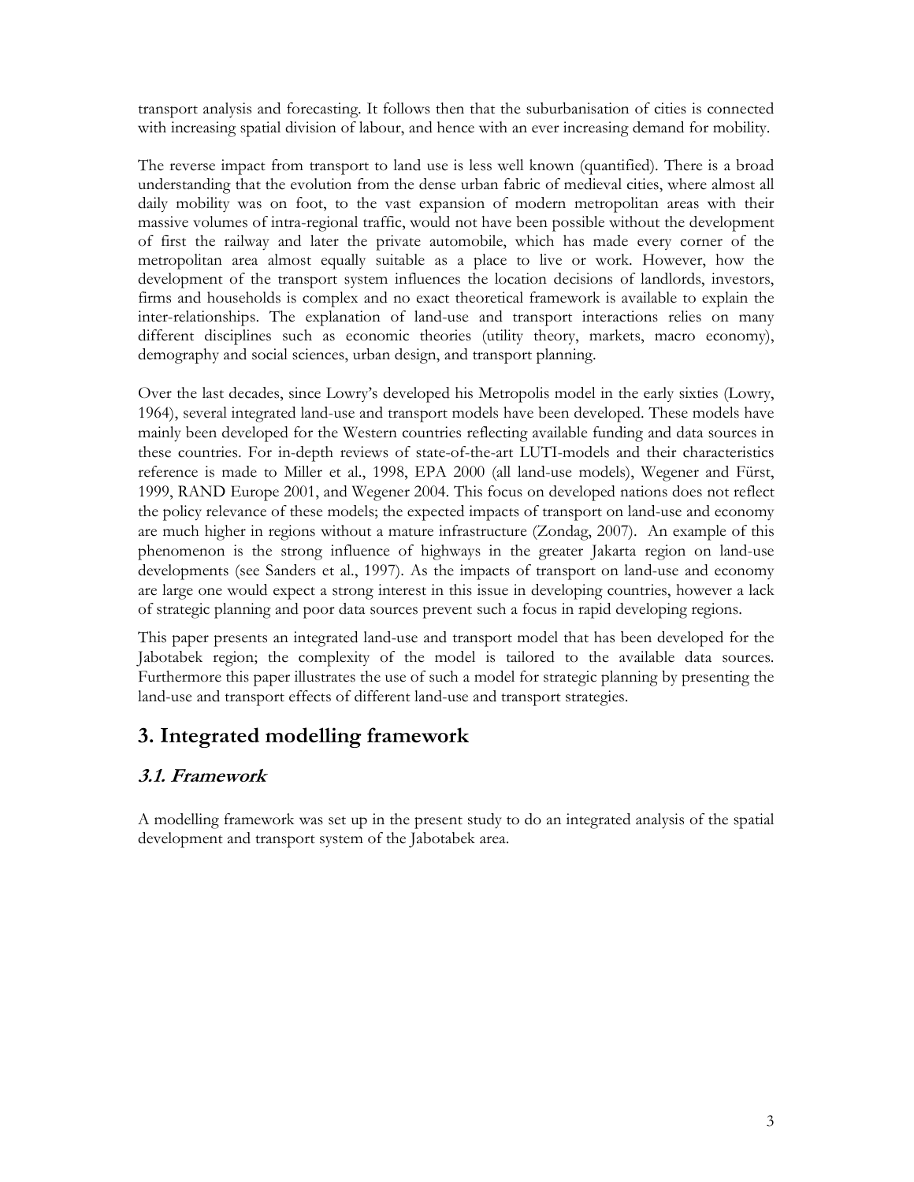transport analysis and forecasting. It follows then that the suburbanisation of cities is connected with increasing spatial division of labour, and hence with an ever increasing demand for mobility.

The reverse impact from transport to land use is less well known (quantified). There is a broad understanding that the evolution from the dense urban fabric of medieval cities, where almost all daily mobility was on foot, to the vast expansion of modern metropolitan areas with their massive volumes of intra-regional traffic, would not have been possible without the development of first the railway and later the private automobile, which has made every corner of the metropolitan area almost equally suitable as a place to live or work. However, how the development of the transport system influences the location decisions of landlords, investors, firms and households is complex and no exact theoretical framework is available to explain the inter-relationships. The explanation of land-use and transport interactions relies on many different disciplines such as economic theories (utility theory, markets, macro economy), demography and social sciences, urban design, and transport planning.

Over the last decades, since Lowry's developed his Metropolis model in the early sixties (Lowry, 1964), several integrated land-use and transport models have been developed. These models have mainly been developed for the Western countries reflecting available funding and data sources in these countries. For in-depth reviews of state-of-the-art LUTI-models and their characteristics reference is made to Miller et al., 1998, EPA 2000 (all land-use models), Wegener and Fürst, 1999, RAND Europe 2001, and Wegener 2004. This focus on developed nations does not reflect the policy relevance of these models; the expected impacts of transport on land-use and economy are much higher in regions without a mature infrastructure (Zondag, 2007). An example of this phenomenon is the strong influence of highways in the greater Jakarta region on land-use developments (see Sanders et al., 1997). As the impacts of transport on land-use and economy are large one would expect a strong interest in this issue in developing countries, however a lack of strategic planning and poor data sources prevent such a focus in rapid developing regions.

This paper presents an integrated land-use and transport model that has been developed for the Jabotabek region; the complexity of the model is tailored to the available data sources. Furthermore this paper illustrates the use of such a model for strategic planning by presenting the land-use and transport effects of different land-use and transport strategies.

# 3. Integrated modelling framework

## *3.1. Framework*

A modelling framework was set up in the present study to do an integrated analysis of the spatial development and transport system of the Jabotabek area.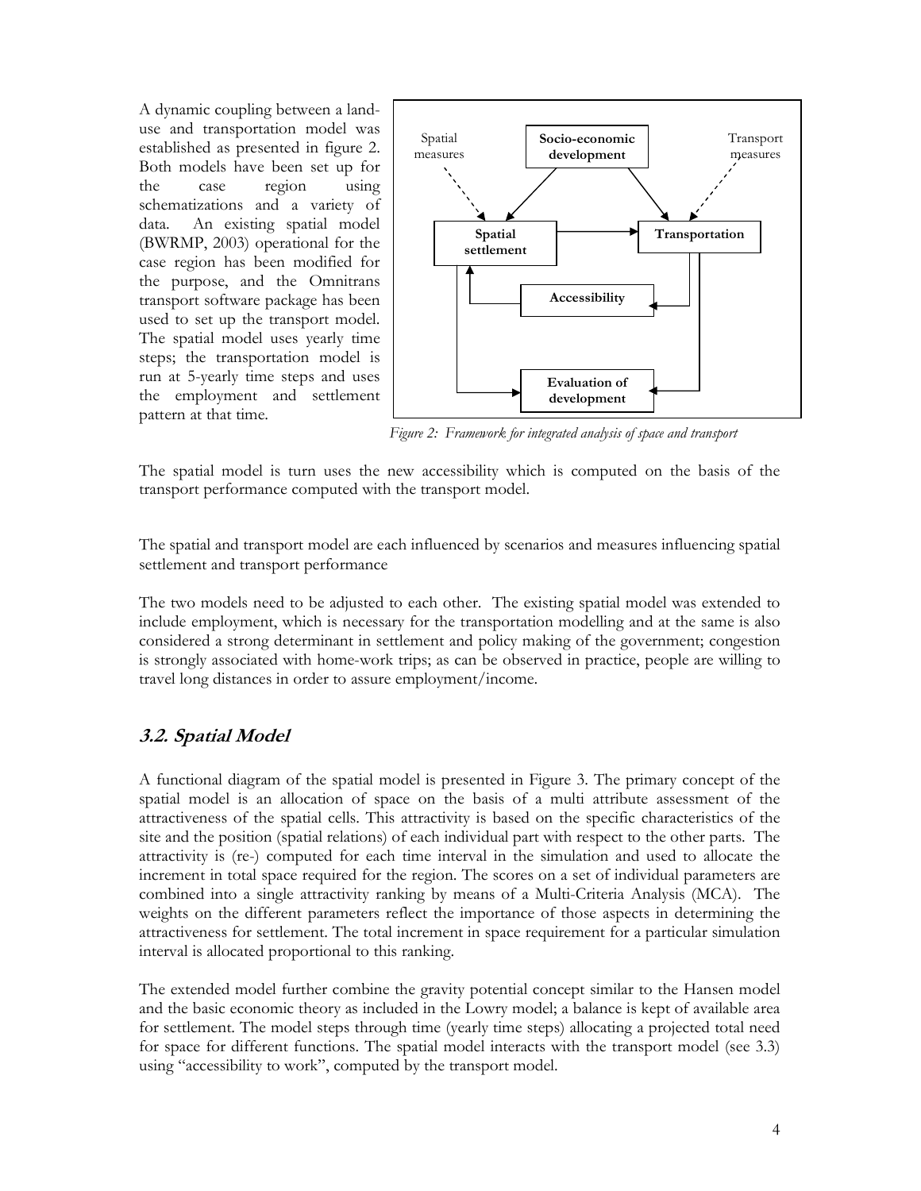A dynamic coupling between a land-use and transportation model was established as presented in figure 2. Both models have been set up for the case region using schematizations and a variety of data. An existing spatial model (BWRMP, 2003) operational for the case region has been modified for the purpose, and the Omnitrans transport software package has been used to set up the transport model. The spatial model uses yearly time steps; the transportation model is run at 5-yearly time steps and uses the employment and settlement pattern at that time.

*Figure 2: Framework for integrated analysis of space and transport*

The spatial model is turn uses the new accessibility which is computed on the basis of the transport performance computed with the transport model.

The spatial and transport model are each influenced by scenarios and measures influencing spatial settlement and transport performance

The two models need to be adjusted to each other. The existing spatial model was extended to include employment, which is necessary for the transportation modelling and at the same is also considered a strong determinant in settlement and policy making of the government; congestion is strongly associated with home-work trips; as can be observed in practice, people are willing to travel long distances in order to assure employment/income.

## *3.2. Spatial Model*

A functional diagram of the spatial model is presented in Figure 3. The primary concept of the spatial model is an allocation of space on the basis of a multi attribute assessment of the attractiveness of the spatial cells. This attractivity is based on the specific characteristics of the site and the position (spatial relations) of each individual part with respect to the other parts. The attractivity is (re-) computed for each time interval in the simulation and used to allocate the increment in total space required for the region. The scores on a set of individual parameters are combined into a single attractivity ranking by means of a Multi-Criteria Analysis (MCA). The weights on the different parameters reflect the importance of those aspects in determining the attractiveness for settlement. The total increment in space requirement for a particular simulation interval is allocated proportional to this ranking.

The extended model further combine the gravity potential concept similar to the Hansen model and the basic economic theory as included in the Lowry model; a balance is kept of available area for settlement. The model steps through time (yearly time steps) allocating a projected total need for space for different functions. The spatial model interacts with the transport model (see 3.3) using "accessibility to work", computed by the transport model.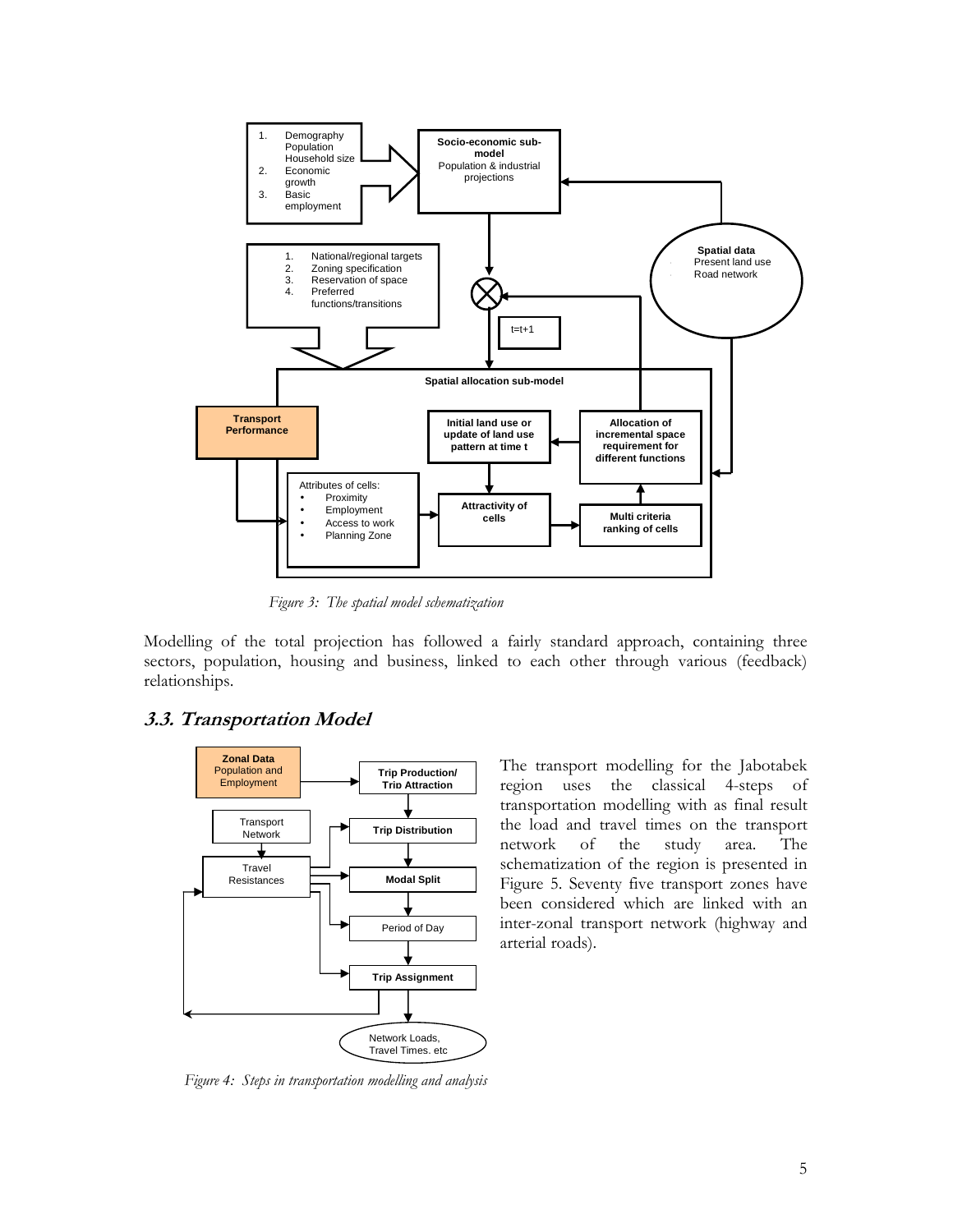Figure 3: The spatial model schematization

Modelling of the total projection has followed a fairly standard approach, containing three sectors, population, housing and business, linked to each other through various (feedback) relationships.

### 3.3. Transportation Model

Figure 4: Steps in transportation modelling and analysis

The transport modelling for the Jabotabek region uses the classical 4-steps of transportation modelling with as final result the load and travel times on the transport network of the study area. The schematization of the region is presented in Figure 5. Seventy five transport zones have been considered which are linked with an inter-zonal transport network (highway and arterial roads).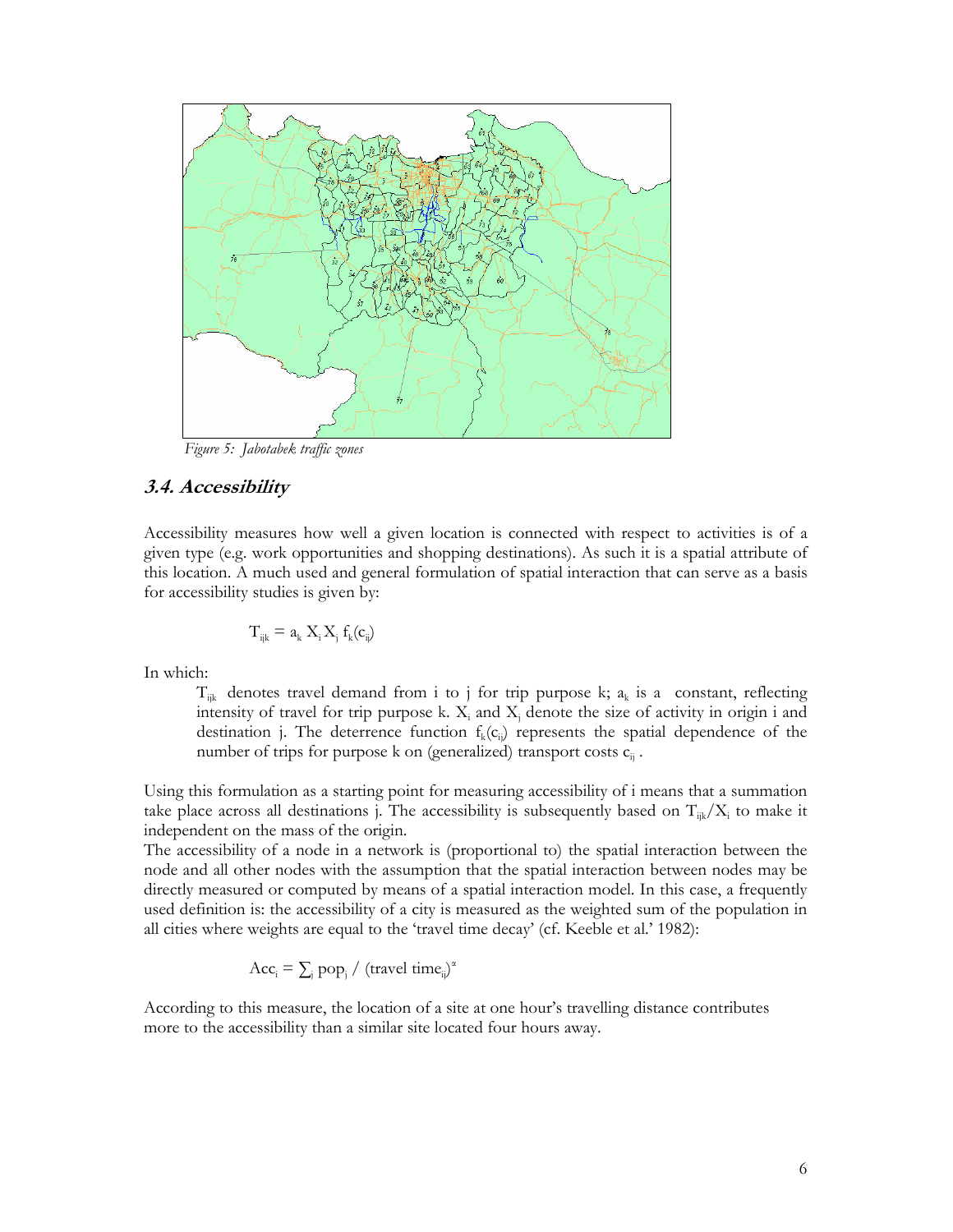*Figure 5: Jabotabek traffic zones*

### 3.4. Accessibility

Accessibility measures how well a given location is connected with respect to activities is of a given type (e.g. work opportunities and shopping destinations). As such it is a spatial attribute of this location. A much used and general formulation of spatial interaction that can serve as a basis for accessibility studies is given by:

$$T_{ijk} = a_k X_i X_j f_k(c_{ij})$$

In which:

> $T_{ijk}$ denotes travel demand from i to j for trip purpose k; $a_k$ is a constant, reflecting intensity of travel for trip purpose k. $X_i$ and $X_j$ denote the size of activity in origin i and destination j. The deterrence function $f_k(c_{ij})$ represents the spatial dependence of the number of trips for purpose k on (generalized) transport costs $c_{ij}$ .

Using this formulation as a starting point for measuring accessibility of i means that a summation take place across all destinations j. The accessibility is subsequently based on $T_{ijk}/X_i$ to make it independent on the mass of the origin.

The accessibility of a node in a network is (proportional to) the spatial interaction between the node and all other nodes with the assumption that the spatial interaction between nodes may be directly measured or computed by means of a spatial interaction model. In this case, a frequently used definition is: the accessibility of a city is measured as the weighted sum of the population in all cities where weights are equal to the 'travel time decay' (cf. Keeble et al.' 1982):

$$Acc_i = \sum_j pop_j / (\text{travel time}_{ij})^{\alpha}$$

According to this measure, the location of a site at one hour's travelling distance contributes more to the accessibility than a similar site located four hours away.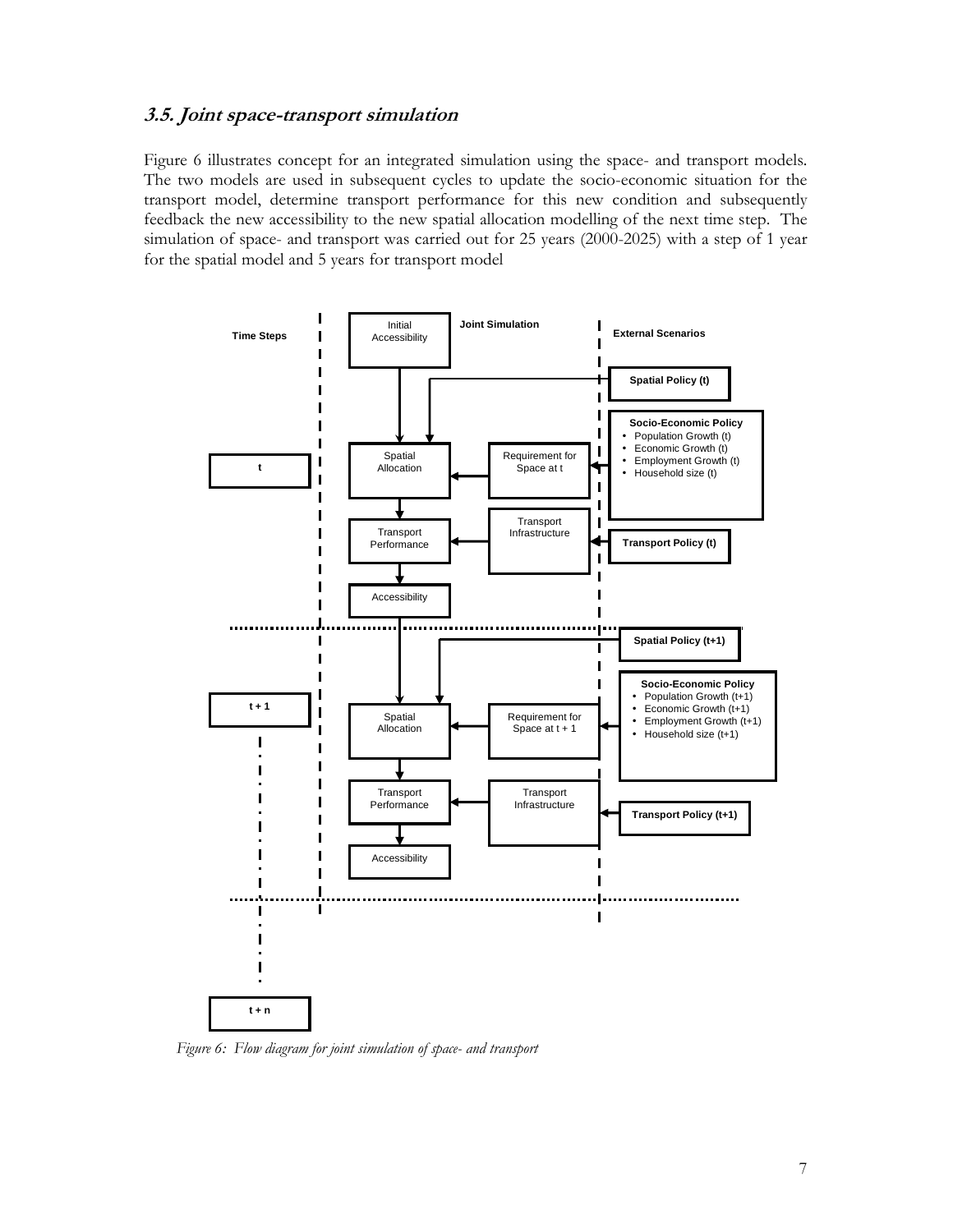### *3.5. Joint space-transport simulation*

Figure 6 illustrates concept for an integrated simulation using the space- and transport models. The two models are used in subsequent cycles to update the socio-economic situation for the transport model, determine transport performance for this new condition and subsequently feedback the new accessibility to the new spatial allocation modelling of the next time step. The simulation of space- and transport was carried out for 25 years (2000-2025) with a step of 1 year for the spatial model and 5 years for transport model

*Figure 6: Flow diagram for joint simulation of space- and transport*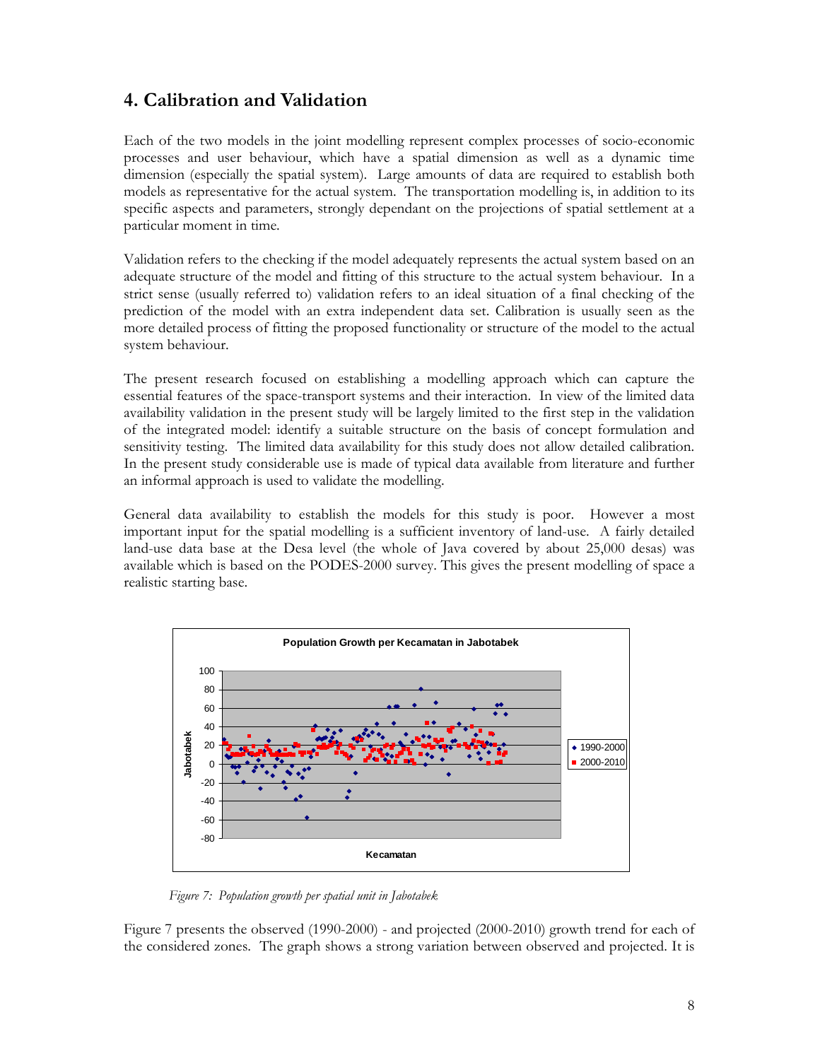## 4. Calibration and Validation

Each of the two models in the joint modelling represent complex processes of socio-economic processes and user behaviour, which have a spatial dimension as well as a dynamic time dimension (especially the spatial system). Large amounts of data are required to establish both models as representative for the actual system. The transportation modelling is, in addition to its specific aspects and parameters, strongly dependant on the projections of spatial settlement at a particular moment in time.

Validation refers to the checking if the model adequately represents the actual system based on an adequate structure of the model and fitting of this structure to the actual system behaviour. In a strict sense (usually referred to) validation refers to an ideal situation of a final checking of the prediction of the model with an extra independent data set. Calibration is usually seen as the more detailed process of fitting the proposed functionality or structure of the model to the actual system behaviour.

The present research focused on establishing a modelling approach which can capture the essential features of the space-transport systems and their interaction. In view of the limited data availability validation in the present study will be largely limited to the first step in the validation of the integrated model: identify a suitable structure on the basis of concept formulation and sensitivity testing. The limited data availability for this study does not allow detailed calibration. In the present study considerable use is made of typical data available from literature and further an informal approach is used to validate the modelling.

General data availability to establish the models for this study is poor. However a most important input for the spatial modelling is a sufficient inventory of land-use. A fairly detailed land-use data base at the Desa level (the whole of Java covered by about 25,000 desas) was available which is based on the PODES-2000 survey. This gives the present modelling of space a realistic starting base.

*Figure 7: Population growth per spatial unit in Jabotabek*

Figure 7 presents the observed (1990-2000) - and projected (2000-2010) growth trend for each of the considered zones. The graph shows a strong variation between observed and projected. It is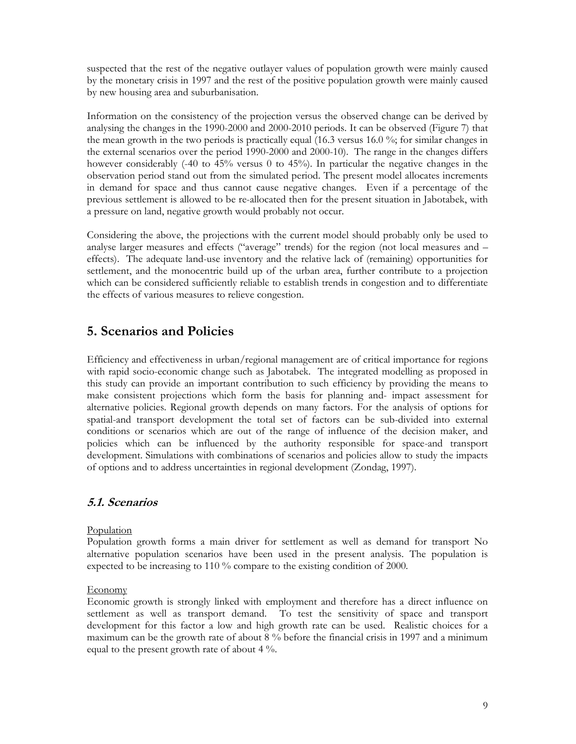suspected that the rest of the negative outlayer values of population growth were mainly caused by the monetary crisis in 1997 and the rest of the positive population growth were mainly caused by new housing area and suburbanisation.

Information on the consistency of the projection versus the observed change can be derived by analysing the changes in the 1990-2000 and 2000-2010 periods. It can be observed (Figure 7) that the mean growth in the two periods is practically equal (16.3 versus 16.0 %; for similar changes in the external scenarios over the period 1990-2000 and 2000-10). The range in the changes differs however considerably (-40 to 45% versus 0 to 45%). In particular the negative changes in the observation period stand out from the simulated period. The present model allocates increments in demand for space and thus cannot cause negative changes. Even if a percentage of the previous settlement is allowed to be re-allocated then for the present situation in Jabotabek, with a pressure on land, negative growth would probably not occur.

Considering the above, the projections with the current model should probably only be used to analyse larger measures and effects ("average" trends) for the region (not local measures and – effects). The adequate land-use inventory and the relative lack of (remaining) opportunities for settlement, and the monocentric build up of the urban area, further contribute to a projection which can be considered sufficiently reliable to establish trends in congestion and to differentiate the effects of various measures to relieve congestion.

## 5. Scenarios and Policies

Efficiency and effectiveness in urban/regional management are of critical importance for regions with rapid socio-economic change such as Jabotabek. The integrated modelling as proposed in this study can provide an important contribution to such efficiency by providing the means to make consistent projections which form the basis for planning and- impact assessment for alternative policies. Regional growth depends on many factors. For the analysis of options for spatial-and transport development the total set of factors can be sub-divided into external conditions or scenarios which are out of the range of influence of the decision maker, and policies which can be influenced by the authority responsible for space-and transport development. Simulations with combinations of scenarios and policies allow to study the impacts of options and to address uncertainties in regional development (Zondag, 1997).

### *5.1. Scenarios*

Population

Population growth forms a main driver for settlement as well as demand for transport No alternative population scenarios have been used in the present analysis. The population is expected to be increasing to 110 % compare to the existing condition of 2000.

Economy

Economic growth is strongly linked with employment and therefore has a direct influence on settlement as well as transport demand. To test the sensitivity of space and transport development for this factor a low and high growth rate can be used. Realistic choices for a maximum can be the growth rate of about 8 % before the financial crisis in 1997 and a minimum equal to the present growth rate of about 4 %.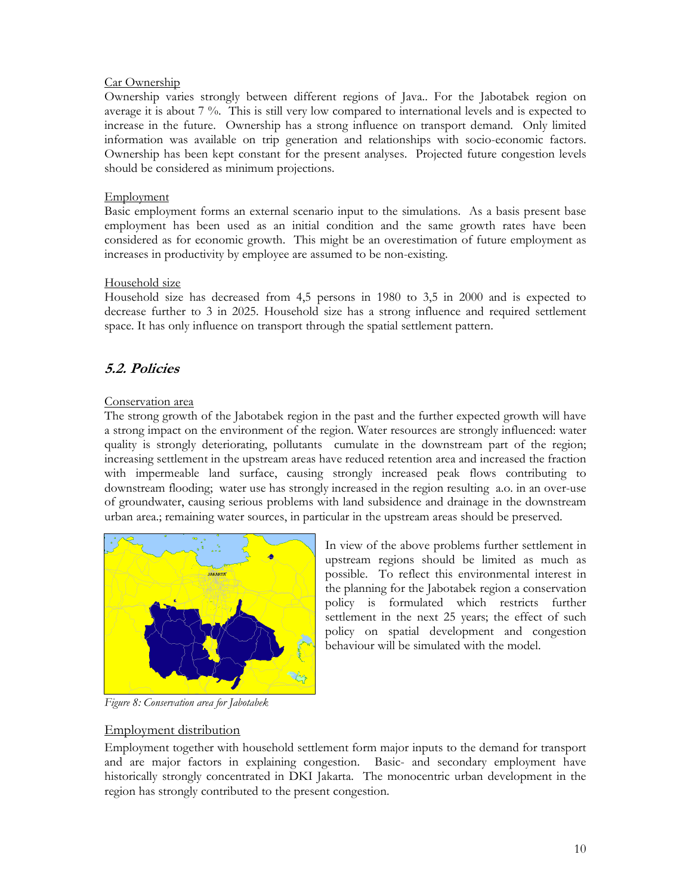Car Ownership

Ownership varies strongly between different regions of Java.. For the Jabotabek region on average it is about 7 %. This is still very low compared to international levels and is expected to increase in the future. Ownership has a strong influence on transport demand. Only limited information was available on trip generation and relationships with socio-economic factors. Ownership has been kept constant for the present analyses. Projected future congestion levels should be considered as minimum projections.

Employment

Basic employment forms an external scenario input to the simulations. As a basis present base employment has been used as an initial condition and the same growth rates have been considered as for economic growth. This might be an overestimation of future employment as increases in productivity by employee are assumed to be non-existing.

Household size

Household size has decreased from 4,5 persons in 1980 to 3,5 in 2000 and is expected to decrease further to 3 in 2025. Household size has a strong influence and required settlement space. It has only influence on transport through the spatial settlement pattern.

## 5.2. Policies

Conservation area

The strong growth of the Jabotabek region in the past and the further expected growth will have a strong impact on the environment of the region. Water resources are strongly influenced: water quality is strongly deteriorating, pollutants cumulate in the downstream part of the region; increasing settlement in the upstream areas have reduced retention area and increased the fraction with impermeable land surface, causing strongly increased peak flows contributing to downstream flooding; water use has strongly increased in the region resulting a.o. in an over-use of groundwater, causing serious problems with land subsidence and drainage in the downstream urban area.; remaining water sources, in particular in the upstream areas should be preserved.

In view of the above problems further settlement in upstream regions should be limited as much as possible. To reflect this environmental interest in the planning for the Jabotabek region a conservation policy is formulated which restricts further settlement in the next 25 years; the effect of such policy on spatial development and congestion behaviour will be simulated with the model.

*Figure 8: Conservation area for Jabotabek*

Employment distribution

Employment together with household settlement form major inputs to the demand for transport and are major factors in explaining congestion. Basic- and secondary employment have historically strongly concentrated in DKI Jakarta. The monocentric urban development in the region has strongly contributed to the present congestion.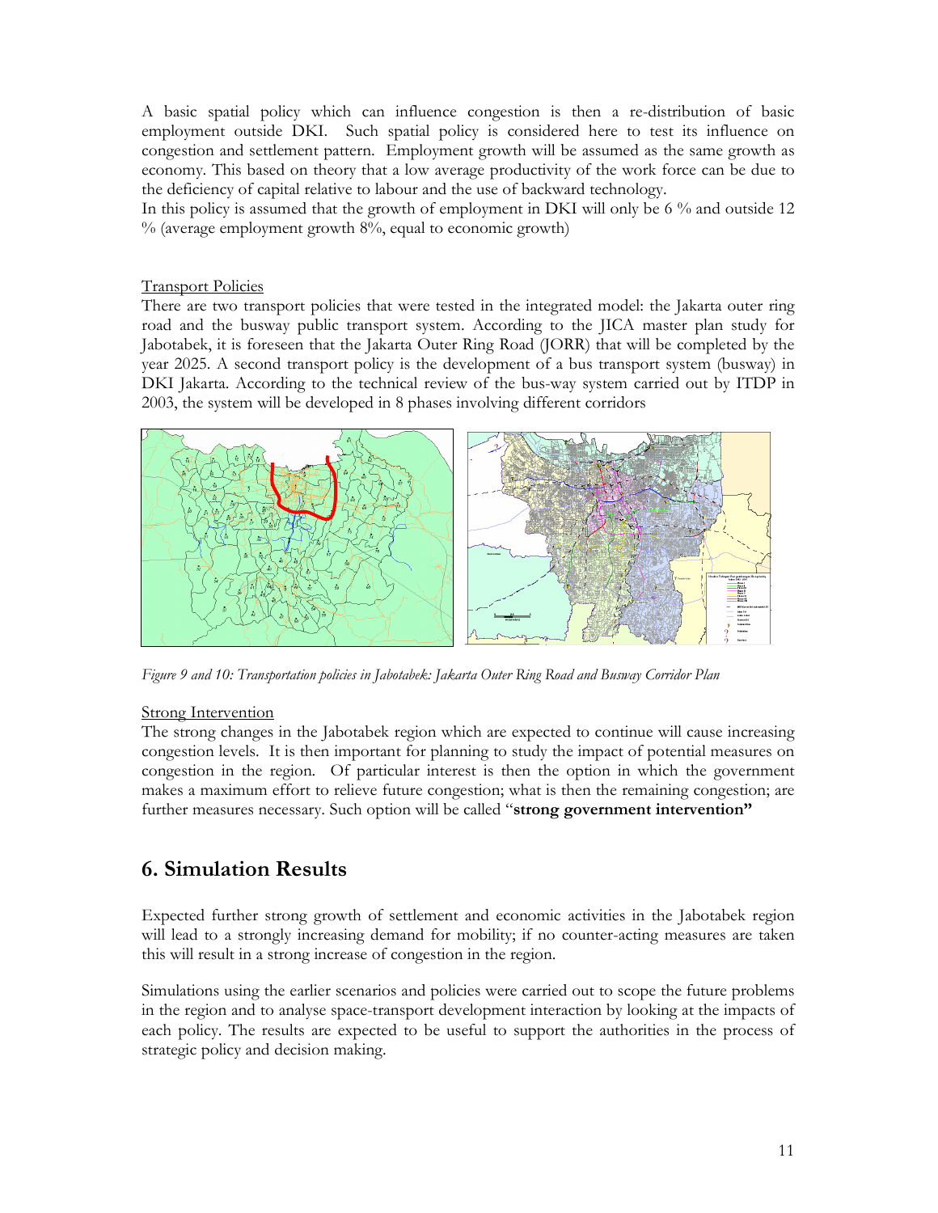A basic spatial policy which can influence congestion is then a re-distribution of basic employment outside DKI. Such spatial policy is considered here to test its influence on congestion and settlement pattern. Employment growth will be assumed as the same growth as economy. This based on theory that a low average productivity of the work force can be due to the deficiency of capital relative to labour and the use of backward technology.
In this policy is assumed that the growth of employment in DKI will only be 6 % and outside 12 % (average employment growth 8%, equal to economic growth)

Transport Policies

There are two transport policies that were tested in the integrated model: the Jakarta outer ring road and the busway public transport system. According to the JICA master plan study for Jabotabek, it is foreseen that the Jakarta Outer Ring Road (JORR) that will be completed by the year 2025. A second transport policy is the development of a bus transport system (busway) in DKI Jakarta. According to the technical review of the bus-way system carried out by ITDP in 2003, the system will be developed in 8 phases involving different corridors

*Figure 9 and 10: Transportation policies in Jabotabek: Jakarta Outer Ring Road and Busway Corridor Plan*

Strong Intervention

The strong changes in the Jabotabek region which are expected to continue will cause increasing congestion levels. It is then important for planning to study the impact of potential measures on congestion in the region. Of particular interest is then the option in which the government makes a maximum effort to relieve future congestion; what is then the remaining congestion; are further measures necessary. Such option will be called "**strong government intervention"**

## 6. Simulation Results

Expected further strong growth of settlement and economic activities in the Jabotabek region will lead to a strongly increasing demand for mobility; if no counter-acting measures are taken this will result in a strong increase of congestion in the region.

Simulations using the earlier scenarios and policies were carried out to scope the future problems in the region and to analyse space-transport development interaction by looking at the impacts of each policy. The results are expected to be useful to support the authorities in the process of strategic policy and decision making.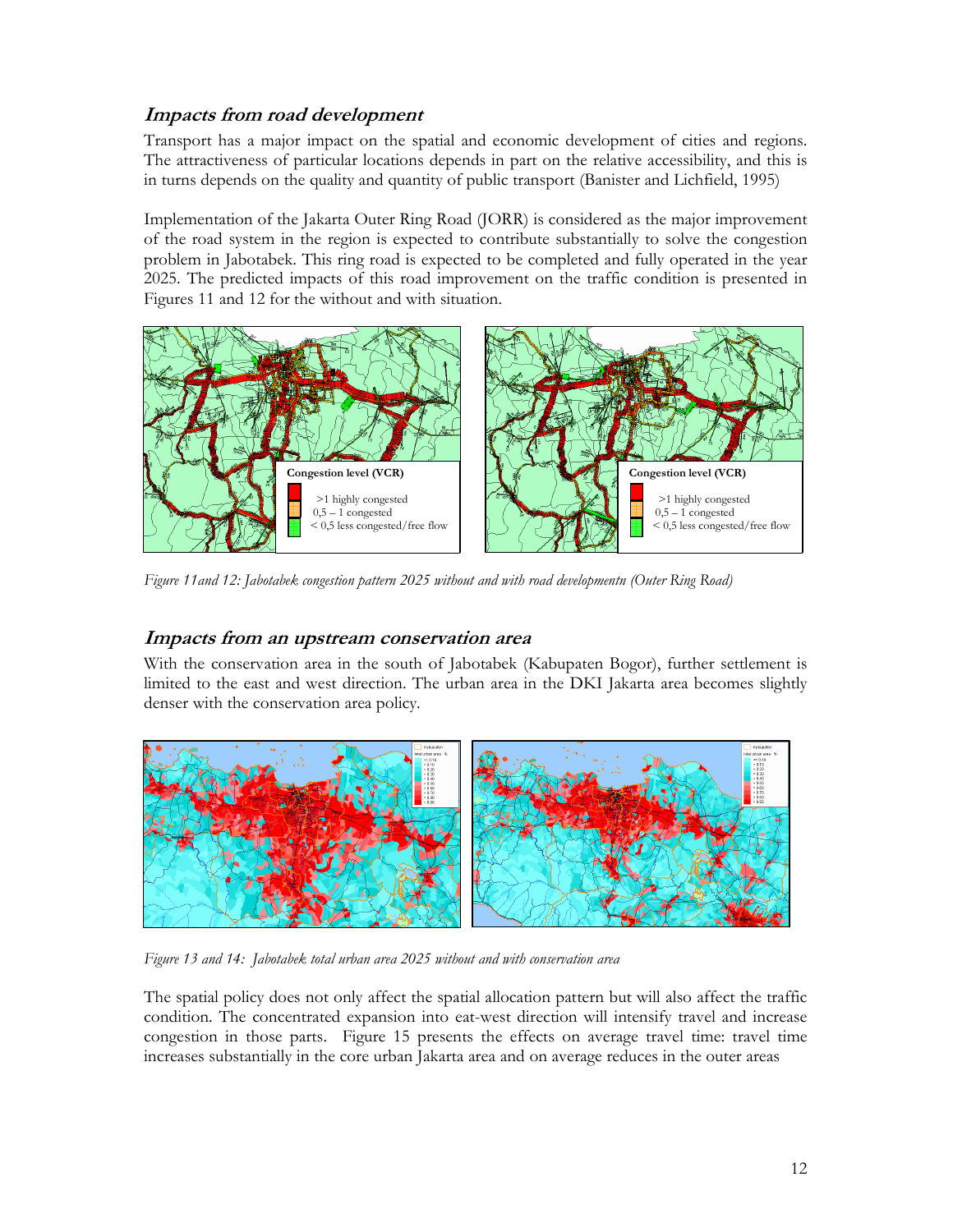## Impacts from road development

Transport has a major impact on the spatial and economic development of cities and regions. The attractiveness of particular locations depends in part on the relative accessibility, and this is in turns depends on the quality and quantity of public transport (Banister and Lichfield, 1995)

Implementation of the Jakarta Outer Ring Road (JORR) is considered as the major improvement of the road system in the region is expected to contribute substantially to solve the congestion problem in Jabotabek. This ring road is expected to be completed and fully operated in the year 2025. The predicted impacts of this road improvement on the traffic condition is presented in Figures 11 and 12 for the without and with situation.

*Figure 11and 12: Jabotabek congestion pattern 2025 without and with road developmentn (Outer Ring Road)*

## Impacts from an upstream conservation area

With the conservation area in the south of Jabotabek (Kabupaten Bogor), further settlement is limited to the east and west direction. The urban area in the DKI Jakarta area becomes slightly denser with the conservation area policy.

*Figure 13 and 14: Jabotabek total urban area 2025 without and with conservation area*

The spatial policy does not only affect the spatial allocation pattern but will also affect the traffic condition. The concentrated expansion into eat-west direction will intensify travel and increase congestion in those parts. Figure 15 presents the effects on average travel time: travel time increases substantially in the core urban Jakarta area and on average reduces in the outer areas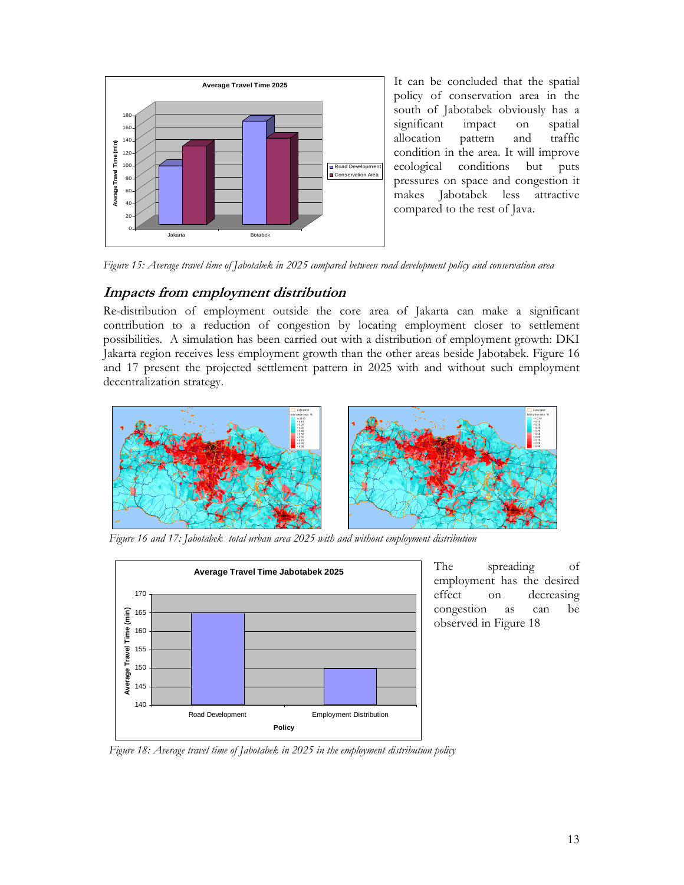It can be concluded that the spatial policy of conservation area in the south of Jabotabek obviously has a significant impact on spatial allocation pattern and traffic condition in the area. It will improve ecological conditions but puts pressures on space and congestion it makes Jabotabek less attractive compared to the rest of Java.

*Figure 15: Average travel time of Jabotabek in 2025 compared between road development policy and conservation area*

## *Impacts from employment distribution*

Re-distribution of employment outside the core area of Jakarta can make a significant contribution to a reduction of congestion by locating employment closer to settlement possibilities. A simulation has been carried out with a distribution of employment growth: DKI Jakarta region receives less employment growth than the other areas beside Jabotabek. Figure 16 and 17 present the projected settlement pattern in 2025 with and without such employment decentralization strategy.

*Figure 16 and 17: Jabotabek total urban area 2025 with and without employment distribution*

The spreading of employment has the desired effect on decreasing congestion as can be observed in Figure 18

*Figure 18: Average travel time of Jabotabek in 2025 in the employment distribution policy*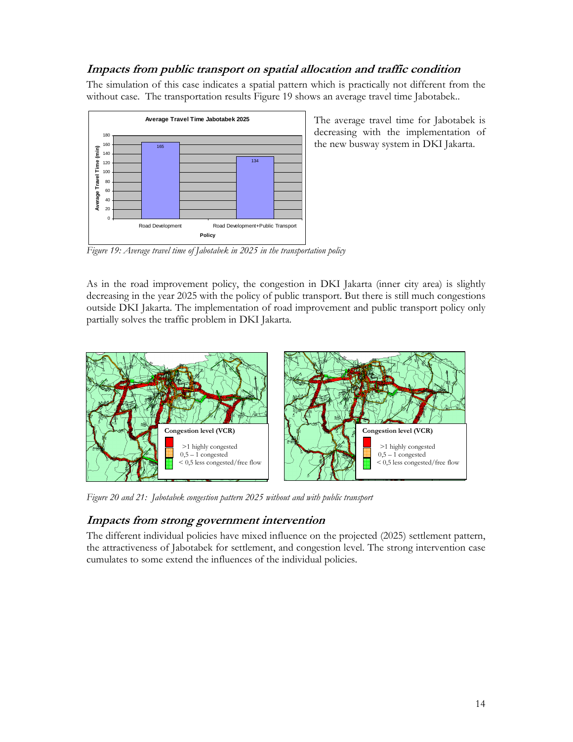### *Impacts from public transport on spatial allocation and traffic condition*

The simulation of this case indicates a spatial pattern which is practically not different from the without case. The transportation results Figure 19 shows an average travel time Jabotabek..

The average travel time for Jabotabek is decreasing with the implementation of the new busway system in DKI Jakarta.

*Figure 19: Average travel time of Jabotabek in 2025 in the transportation policy*

As in the road improvement policy, the congestion in DKI Jakarta (inner city area) is slightly decreasing in the year 2025 with the policy of public transport. But there is still much congestions outside DKI Jakarta. The implementation of road improvement and public transport policy only partially solves the traffic problem in DKI Jakarta.

*Figure 20 and 21: Jabotabek congestion pattern 2025 without and with public transport*

### *Impacts from strong government intervention*

The different individual policies have mixed influence on the projected (2025) settlement pattern, the attractiveness of Jabotabek for settlement, and congestion level. The strong intervention case cumulates to some extend the influences of the individual policies.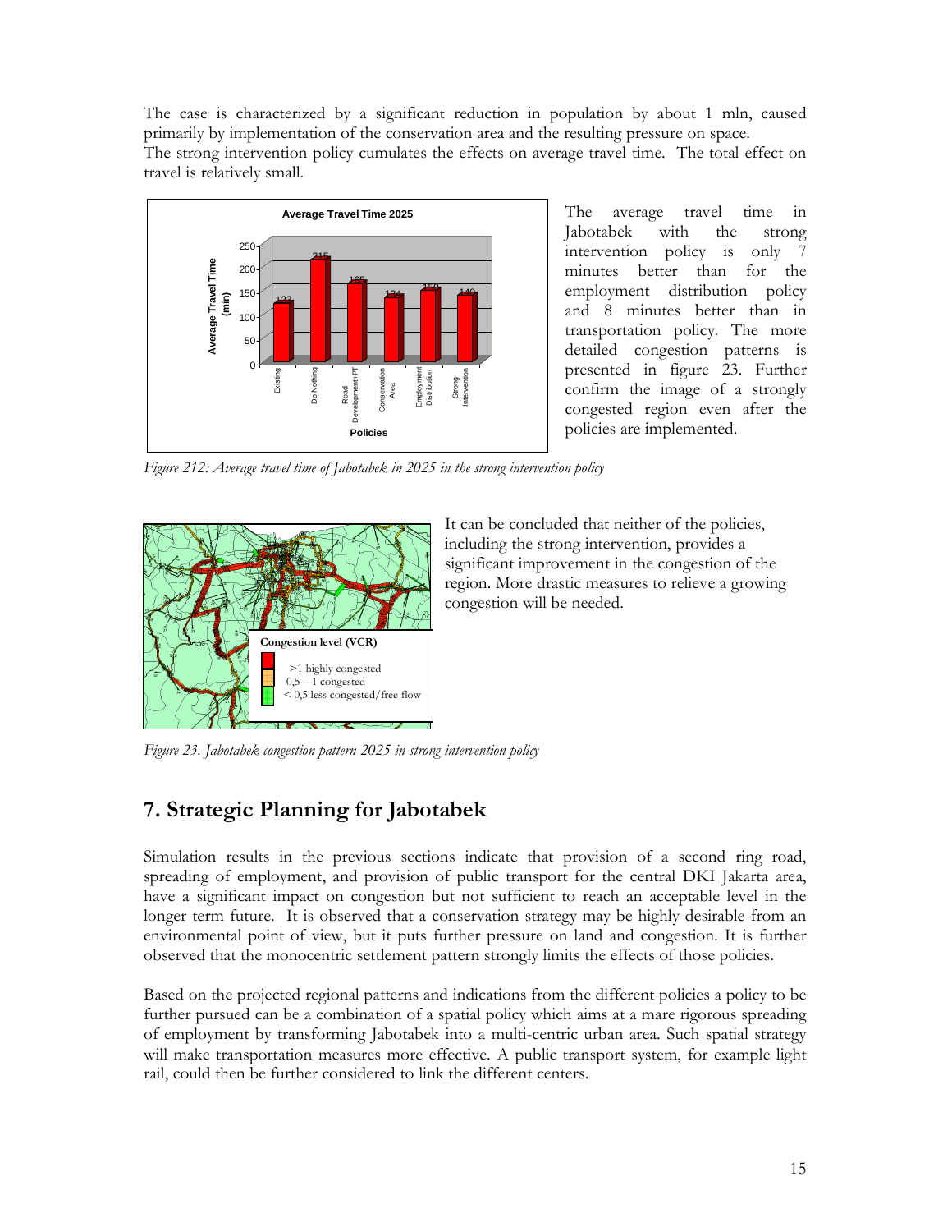The case is characterized by a significant reduction in population by about 1 mln, caused primarily by implementation of the conservation area and the resulting pressure on space.
The strong intervention policy cumulates the effects on average travel time. The total effect on travel is relatively small.

The average travel time in Jabotabek with the strong intervention policy is only 7 minutes better than for the employment distribution policy and 8 minutes better than in transportation policy. The more detailed congestion patterns is presented in figure 23. Further confirm the image of a strongly congested region even after the policies are implemented.

*Figure 212: Average travel time of Jabotabek in 2025 in the strong intervention policy*

It can be concluded that neither of the policies, including the strong intervention, provides a significant improvement in the congestion of the region. More drastic measures to relieve a growing congestion will be needed.

*Figure 23. Jabotabek congestion pattern 2025 in strong intervention policy*

# 7. Strategic Planning for Jabotabek

Simulation results in the previous sections indicate that provision of a second ring road, spreading of employment, and provision of public transport for the central DKI Jakarta area, have a significant impact on congestion but not sufficient to reach an acceptable level in the longer term future. It is observed that a conservation strategy may be highly desirable from an environmental point of view, but it puts further pressure on land and congestion. It is further observed that the monocentric settlement pattern strongly limits the effects of those policies.

Based on the projected regional patterns and indications from the different policies a policy to be further pursued can be a combination of a spatial policy which aims at a mare rigorous spreading of employment by transforming Jabotabek into a multi-centric urban area. Such spatial strategy will make transportation measures more effective. A public transport system, for example light rail, could then be further considered to link the different centers.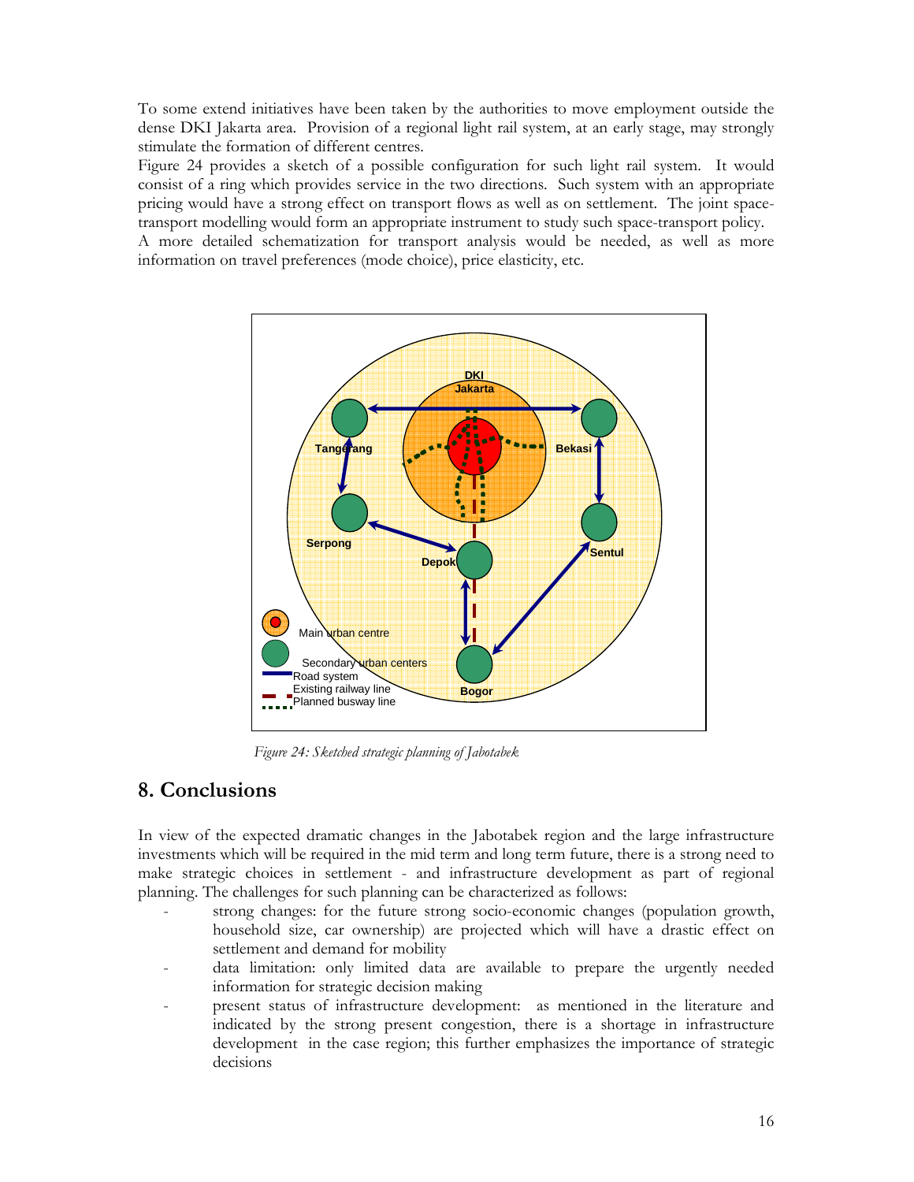To some extend initiatives have been taken by the authorities to move employment outside the dense DKI Jakarta area. Provision of a regional light rail system, at an early stage, may strongly stimulate the formation of different centres.

Figure 24 provides a sketch of a possible configuration for such light rail system. It would consist of a ring which provides service in the two directions. Such system with an appropriate pricing would have a strong effect on transport flows as well as on settlement. The joint space-transport modelling would form an appropriate instrument to study such space-transport policy.

A more detailed schematization for transport analysis would be needed, as well as more information on travel preferences (mode choice), price elasticity, etc.

*Figure 24: Sketched strategic planning of Jabotabek*

## 8. Conclusions

In view of the expected dramatic changes in the Jabotabek region and the large infrastructure investments which will be required in the mid term and long term future, there is a strong need to make strategic choices in settlement - and infrastructure development as part of regional planning. The challenges for such planning can be characterized as follows:

- strong changes: for the future strong socio-economic changes (population growth, household size, car ownership) are projected which will have a drastic effect on settlement and demand for mobility
- data limitation: only limited data are available to prepare the urgently needed information for strategic decision making
- present status of infrastructure development: as mentioned in the literature and indicated by the strong present congestion, there is a shortage in infrastructure development in the case region; this further emphasizes the importance of strategic decisions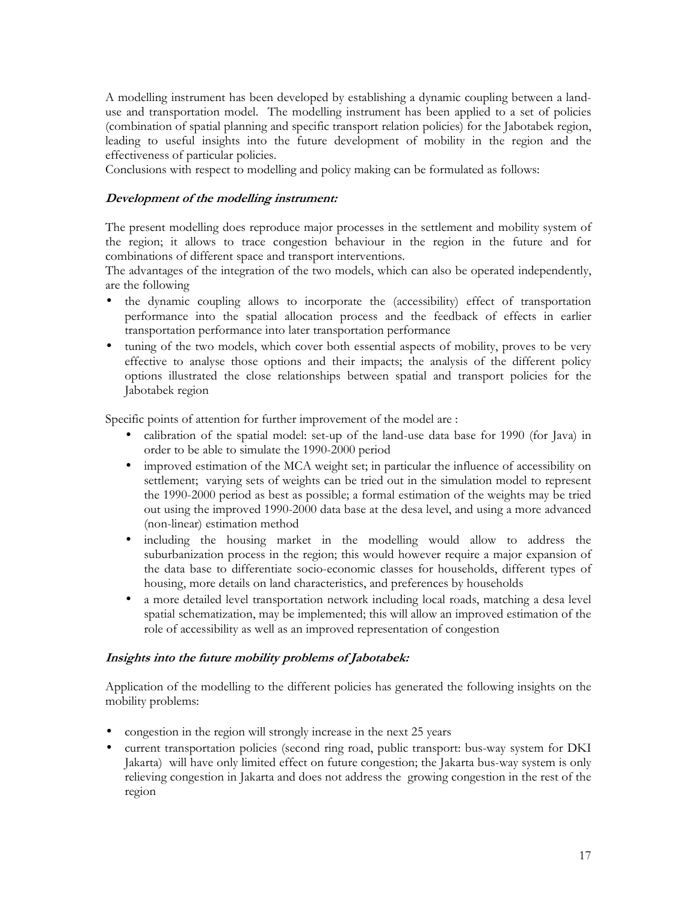A modelling instrument has been developed by establishing a dynamic coupling between a land-use and transportation model. The modelling instrument has been applied to a set of policies (combination of spatial planning and specific transport relation policies) for the Jabotabek region, leading to useful insights into the future development of mobility in the region and the effectiveness of particular policies.

Conclusions with respect to modelling and policy making can be formulated as follows:

***Development of the modelling instrument:***

The present modelling does reproduce major processes in the settlement and mobility system of the region; it allows to trace congestion behaviour in the region in the future and for combinations of different space and transport interventions.

The advantages of the integration of the two models, which can also be operated independently, are the following

- the dynamic coupling allows to incorporate the (accessibility) effect of transportation performance into the spatial allocation process and the feedback of effects in earlier transportation performance into later transportation performance
- tuning of the two models, which cover both essential aspects of mobility, proves to be very effective to analyse those options and their impacts; the analysis of the different policy options illustrated the close relationships between spatial and transport policies for the Jabotabek region

Specific points of attention for further improvement of the model are :

- calibration of the spatial model: set-up of the land-use data base for 1990 (for Java) in order to be able to simulate the 1990-2000 period
- improved estimation of the MCA weight set; in particular the influence of accessibility on settlement; varying sets of weights can be tried out in the simulation model to represent the 1990-2000 period as best as possible; a formal estimation of the weights may be tried out using the improved 1990-2000 data base at the desa level, and using a more advanced (non-linear) estimation method
- including the housing market in the modelling would allow to address the suburbanization process in the region; this would however require a major expansion of the data base to differentiate socio-economic classes for households, different types of housing, more details on land characteristics, and preferences by households
- a more detailed level transportation network including local roads, matching a desa level spatial schematization, may be implemented; this will allow an improved estimation of the role of accessibility as well as an improved representation of congestion

***Insights into the future mobility problems of Jabotabek:***

Application of the modelling to the different policies has generated the following insights on the mobility problems:

- congestion in the region will strongly increase in the next 25 years
- current transportation policies (second ring road, public transport: bus-way system for DKI Jakarta) will have only limited effect on future congestion; the Jakarta bus-way system is only relieving congestion in Jakarta and does not address the growing congestion in the rest of the region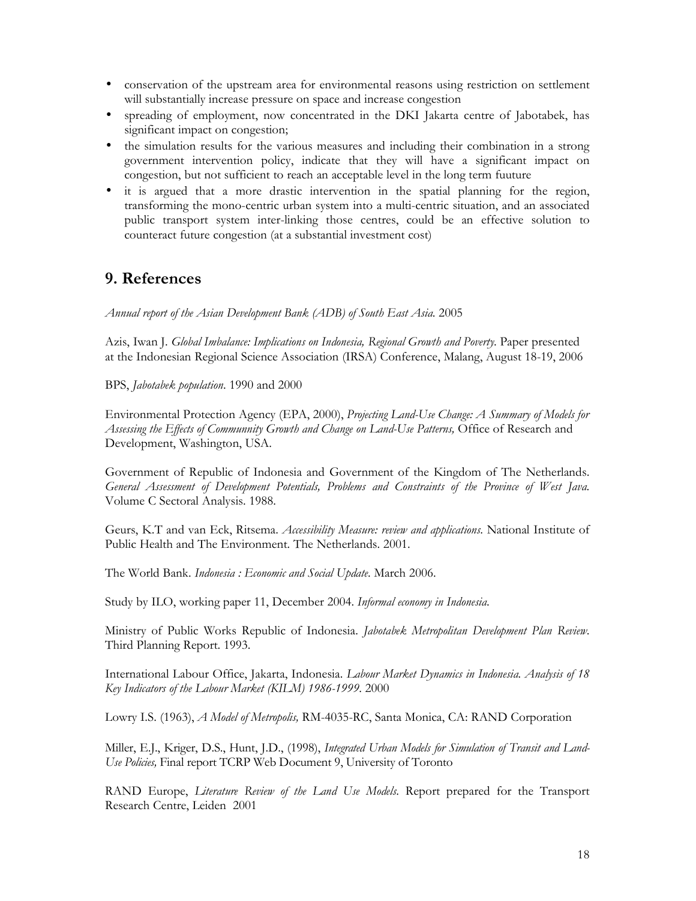- conservation of the upstream area for environmental reasons using restriction on settlement will substantially increase pressure on space and increase congestion
- spreading of employment, now concentrated in the DKI Jakarta centre of Jabotabek, has significant impact on congestion;
- the simulation results for the various measures and including their combination in a strong government intervention policy, indicate that they will have a significant impact on congestion, but not sufficient to reach an acceptable level in the long term fuuture
- it is argued that a more drastic intervention in the spatial planning for the region, transforming the mono-centric urban system into a multi-centric situation, and an associated public transport system inter-linking those centres, could be an effective solution to counteract future congestion (at a substantial investment cost)

## 9. References

*Annual report of the Asian Development Bank (ADB) of South East Asia.* 2005

Azis, Iwan J. *Global Imbalance: Implications on Indonesia, Regional Growth and Poverty.* Paper presented at the Indonesian Regional Science Association (IRSA) Conference, Malang, August 18-19, 2006

BPS, *Jabotabek population*. 1990 and 2000

Environmental Protection Agency (EPA, 2000), *Projecting Land-Use Change: A Summary of Models for Assessing the Effects of Communnity Growth and Change on Land-Use Patterns,* Office of Research and Development, Washington, USA.

Government of Republic of Indonesia and Government of the Kingdom of The Netherlands. *General Assessment of Development Potentials, Problems and Constraints of the Province of West Java.* Volume C Sectoral Analysis. 1988.

Geurs, K.T and van Eck, Ritsema. *Accessibility Measure: review and applications.* National Institute of Public Health and The Environment. The Netherlands. 2001.

The World Bank. *Indonesia : Economic and Social Update*. March 2006.

Study by ILO, working paper 11, December 2004. *Informal economy in Indonesia.*

Ministry of Public Works Republic of Indonesia. *Jabotabek Metropolitan Development Plan Review*. Third Planning Report. 1993.

International Labour Office, Jakarta, Indonesia. *Labour Market Dynamics in Indonesia. Analysis of 18 Key Indicators of the Labour Market (KILM) 1986-1999*. 2000

Lowry I.S. (1963), *A Model of Metropolis,* RM-4035-RC, Santa Monica, CA: RAND Corporation

Miller, E.J., Kriger, D.S., Hunt, J.D., (1998), *Integrated Urban Models for Simulation of Transit and Land-Use Policies,* Final report TCRP Web Document 9, University of Toronto

RAND Europe, *Literature Review of the Land Use Models.* Report prepared for the Transport Research Centre, Leiden 2001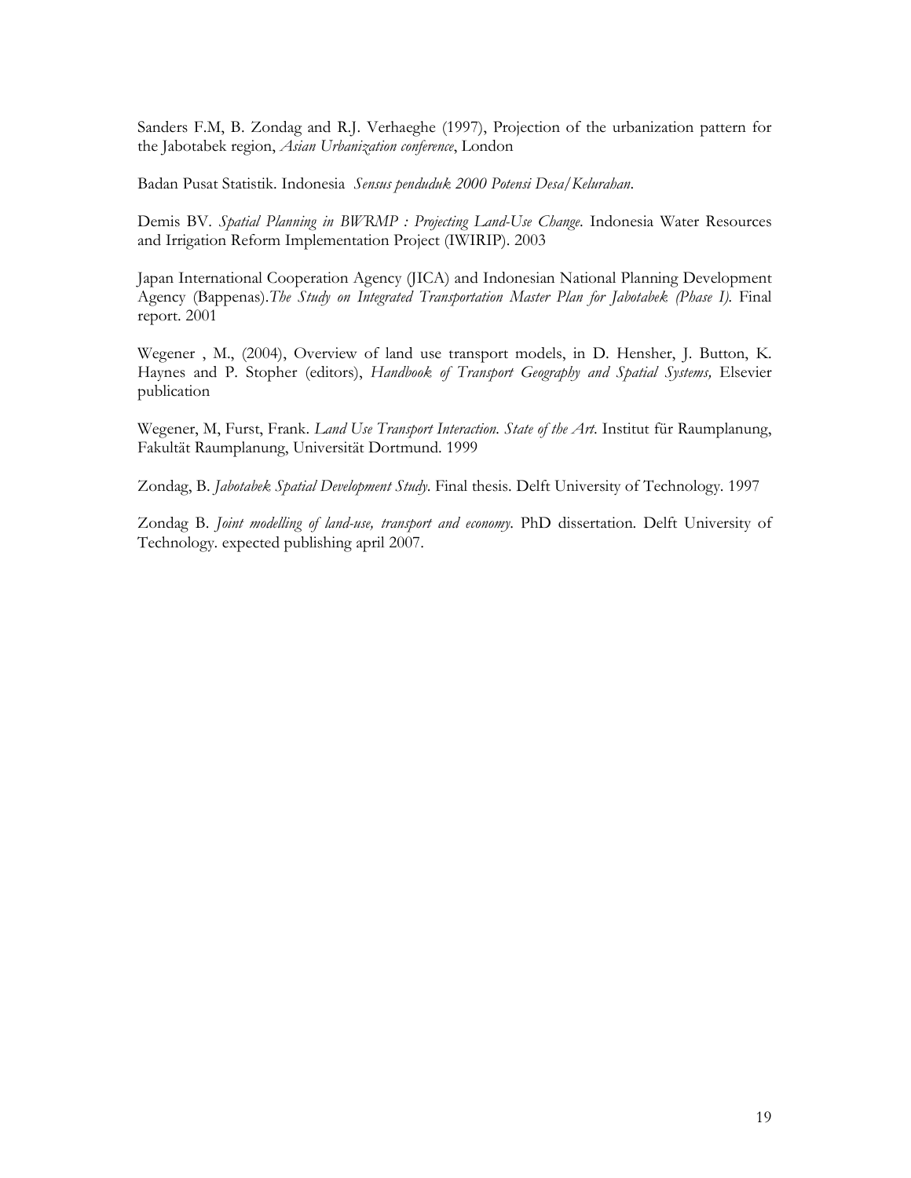Sanders F.M, B. Zondag and R.J. Verhaeghe (1997), Projection of the urbanization pattern for the Jabotabek region, *Asian Urbanization conference*, London

Badan Pusat Statistik. Indonesia *Sensus penduduk 2000 Potensi Desa/Kelurahan*.

Demis BV. *Spatial Planning in BWRMP : Projecting Land-Use Change*. Indonesia Water Resources and Irrigation Reform Implementation Project (IWIRIP). 2003

Japan International Cooperation Agency (JICA) and Indonesian National Planning Development Agency (Bappenas).*The Study on Integrated Transportation Master Plan for Jabotabek (Phase I)*. Final report. 2001

Wegener , M., (2004), Overview of land use transport models, in D. Hensher, J. Button, K. Haynes and P. Stopher (editors), *Handbook of Transport Geography and Spatial Systems,* Elsevier publication

Wegener, M, Furst, Frank. *Land Use Transport Interaction. State of the Art*. Institut für Raumplanung, Fakultät Raumplanung, Universität Dortmund. 1999

Zondag, B. *Jabotabek Spatial Development Study*. Final thesis. Delft University of Technology. 1997

Zondag B. *Joint modelling of land-use, transport and economy*. PhD dissertation. Delft University of Technology. expected publishing april 2007.